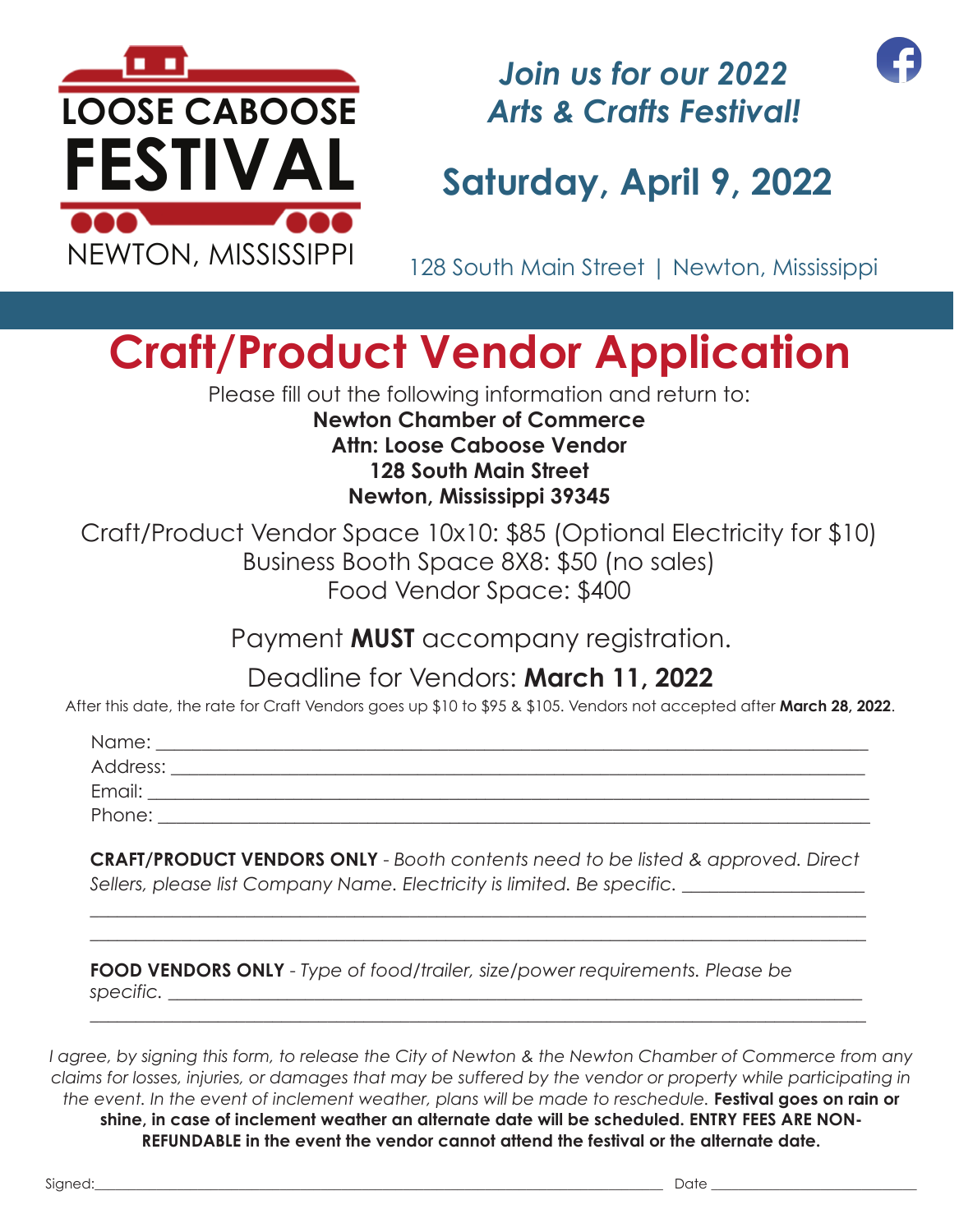LOOSE CABOOSE
FESTIVAL
NEWTON, MISSISSIPPI

*Join us for our 2022*
*Arts & Crafts Festival!*

## Saturday, April 9, 2022

128 South Main Street | Newton, Mississippi

# Craft/Product Vendor Application

Please fill out the following information and return to:
**Newton Chamber of Commerce**
**Attn: Loose Caboose Vendor**
**128 South Main Street**
**Newton, Mississippi 39345**

Craft/Product Vendor Space 10x10: $85 (Optional Electricity for $10)
Business Booth Space 8X8: $50 (no sales)
Food Vendor Space: $400

Payment **MUST** accompany registration.

Deadline for Vendors: **March 11, 2022**

After this date, the rate for Craft Vendors goes up $10 to $95 & $105. Vendors not accepted after **March 28, 2022**.

Name: ___________________________________________________________________________
Address: _________________________________________________________________________
Email: ___________________________________________________________________________
Phone: ___________________________________________________________________________

**CRAFT/PRODUCT VENDORS ONLY** - *Booth contents need to be listed & approved. Direct Sellers, please list Company Name. Electricity is limited. Be specific.* ___________________
_________________________________________________________________________________
_________________________________________________________________________________

**FOOD VENDORS ONLY** - *Type of food/trailer, size/power requirements. Please be specific.* _______________________________________________________________________
_________________________________________________________________________________

*I agree, by signing this form, to release the City of Newton & the Newton Chamber of Commerce from any claims for losses, injuries, or damages that may be suffered by the vendor or property while participating in the event. In the event of inclement weather, plans will be made to reschedule.* **Festival goes on rain or shine, in case of inclement weather an alternate date will be scheduled. ENTRY FEES ARE NON-REFUNDABLE in the event the vendor cannot attend the festival or the alternate date.**

Signed:_____________________________________________________________ Date ___________________________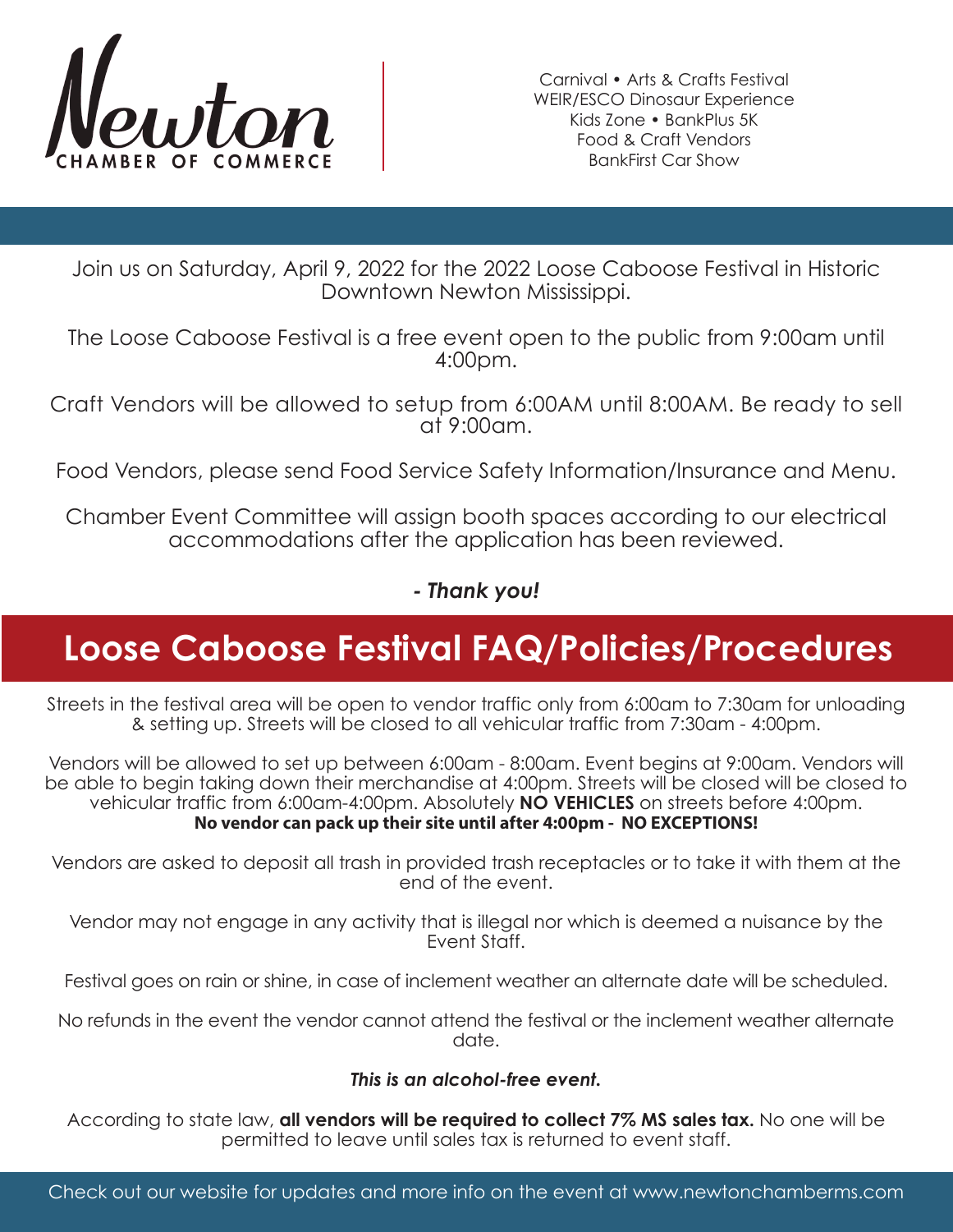**Newton**
CHAMBER OF COMMERCE

Carnival • Arts & Crafts Festival
WEIR/ESCO Dinosaur Experience
Kids Zone • BankPlus 5K
Food & Craft Vendors
BankFirst Car Show

Join us on Saturday, April 9, 2022 for the 2022 Loose Caboose Festival in Historic Downtown Newton Mississippi.

The Loose Caboose Festival is a free event open to the public from 9:00am until 4:00pm.

Craft Vendors will be allowed to setup from 6:00AM until 8:00AM. Be ready to sell at 9:00am.

Food Vendors, please send Food Service Safety Information/Insurance and Menu.

Chamber Event Committee will assign booth spaces according to our electrical accommodations after the application has been reviewed.

***- Thank you!***

# Loose Caboose Festival FAQ/Policies/Procedures

Streets in the festival area will be open to vendor traffic only from 6:00am to 7:30am for unloading & setting up. Streets will be closed to all vehicular traffic from 7:30am - 4:00pm.

Vendors will be allowed to set up between 6:00am - 8:00am. Event begins at 9:00am. Vendors will be able to begin taking down their merchandise at 4:00pm. Streets will be closed will be closed to vehicular traffic from 6:00am-4:00pm. Absolutely **NO VEHICLES** on streets before 4:00pm.
**No vendor can pack up their site until after 4:00pm - NO EXCEPTIONS!**

Vendors are asked to deposit all trash in provided trash receptacles or to take it with them at the end of the event.

Vendor may not engage in any activity that is illegal nor which is deemed a nuisance by the Event Staff.

Festival goes on rain or shine, in case of inclement weather an alternate date will be scheduled.

No refunds in the event the vendor cannot attend the festival or the inclement weather alternate date.

***This is an alcohol-free event.***

According to state law, **all vendors will be required to collect 7% MS sales tax.** No one will be permitted to leave until sales tax is returned to event staff.

Check out our website for updates and more info on the event at www.newtonchamberms.com